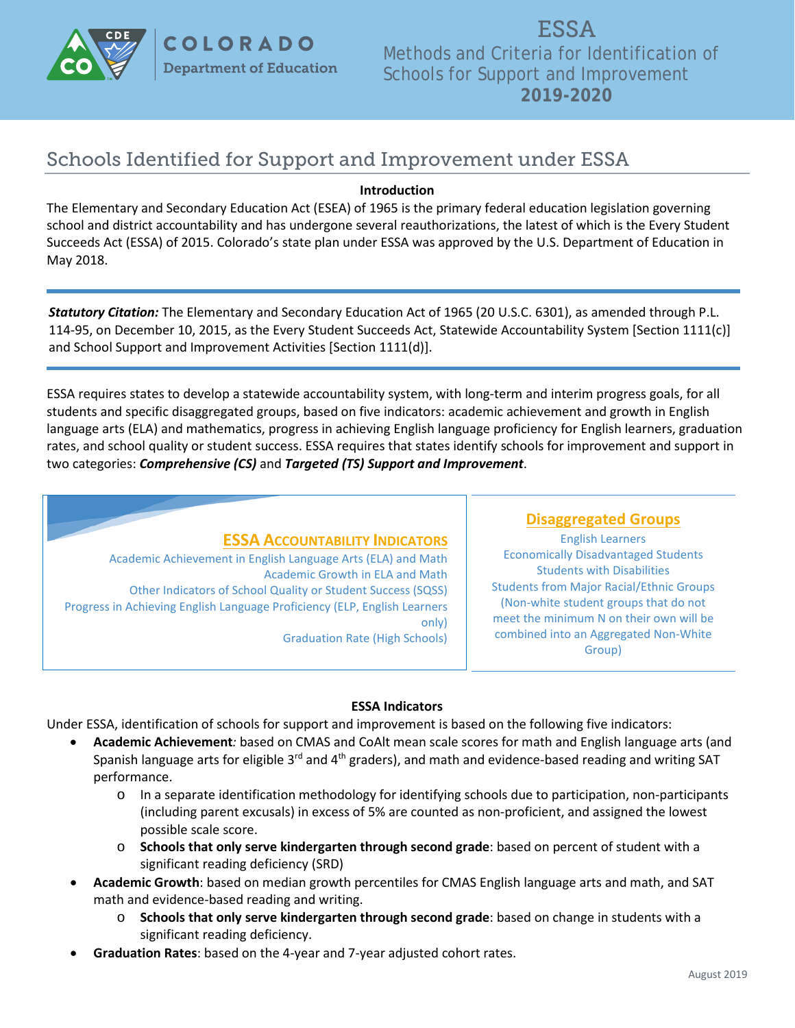# ESSA
## Methods and Criteria for Identification of Schools for Support and Improvement
## 2019-2020

COLORADO Department of Education

## Schools Identified for Support and Improvement under ESSA

**Introduction**

The Elementary and Secondary Education Act (ESEA) of 1965 is the primary federal education legislation governing school and district accountability and has undergone several reauthorizations, the latest of which is the Every Student Succeeds Act (ESSA) of 2015. Colorado's state plan under ESSA was approved by the U.S. Department of Education in May 2018.

***Statutory Citation:*** The Elementary and Secondary Education Act of 1965 (20 U.S.C. 6301), as amended through P.L. 114-95, on December 10, 2015, as the Every Student Succeeds Act, Statewide Accountability System [Section 1111(c)] and School Support and Improvement Activities [Section 1111(d)].

ESSA requires states to develop a statewide accountability system, with long-term and interim progress goals, for all students and specific disaggregated groups, based on five indicators: academic achievement and growth in English language arts (ELA) and mathematics, progress in achieving English language proficiency for English learners, graduation rates, and school quality or student success. ESSA requires that states identify schools for improvement and support in two categories: ***Comprehensive (CS)*** and ***Targeted (TS) Support and Improvement***.

**ESSA Accountability Indicators**

- Academic Achievement in English Language Arts (ELA) and Math
- Academic Growth in ELA and Math
- Other Indicators of School Quality or Student Success (SQSS)
- Progress in Achieving English Language Proficiency (ELP, English Learners only)
- Graduation Rate (High Schools)

**Disaggregated Groups**

- English Learners
- Economically Disadvantaged Students
- Students with Disabilities
- Students from Major Racial/Ethnic Groups (Non-white student groups that do not meet the minimum N on their own will be combined into an Aggregated Non-White Group)

**ESSA Indicators**

Under ESSA, identification of schools for support and improvement is based on the following five indicators:

- **Academic Achievement***:* based on CMAS and CoAlt mean scale scores for math and English language arts (and Spanish language arts for eligible 3rd and 4th graders), and math and evidence-based reading and writing SAT performance.
  - In a separate identification methodology for identifying schools due to participation, non-participants (including parent excusals) in excess of 5% are counted as non-proficient, and assigned the lowest possible scale score.
  - **Schools that only serve kindergarten through second grade**: based on percent of student with a significant reading deficiency (SRD)
- **Academic Growth**: based on median growth percentiles for CMAS English language arts and math, and SAT math and evidence-based reading and writing.
  - **Schools that only serve kindergarten through second grade**: based on change in students with a significant reading deficiency.
- **Graduation Rates**: based on the 4-year and 7-year adjusted cohort rates.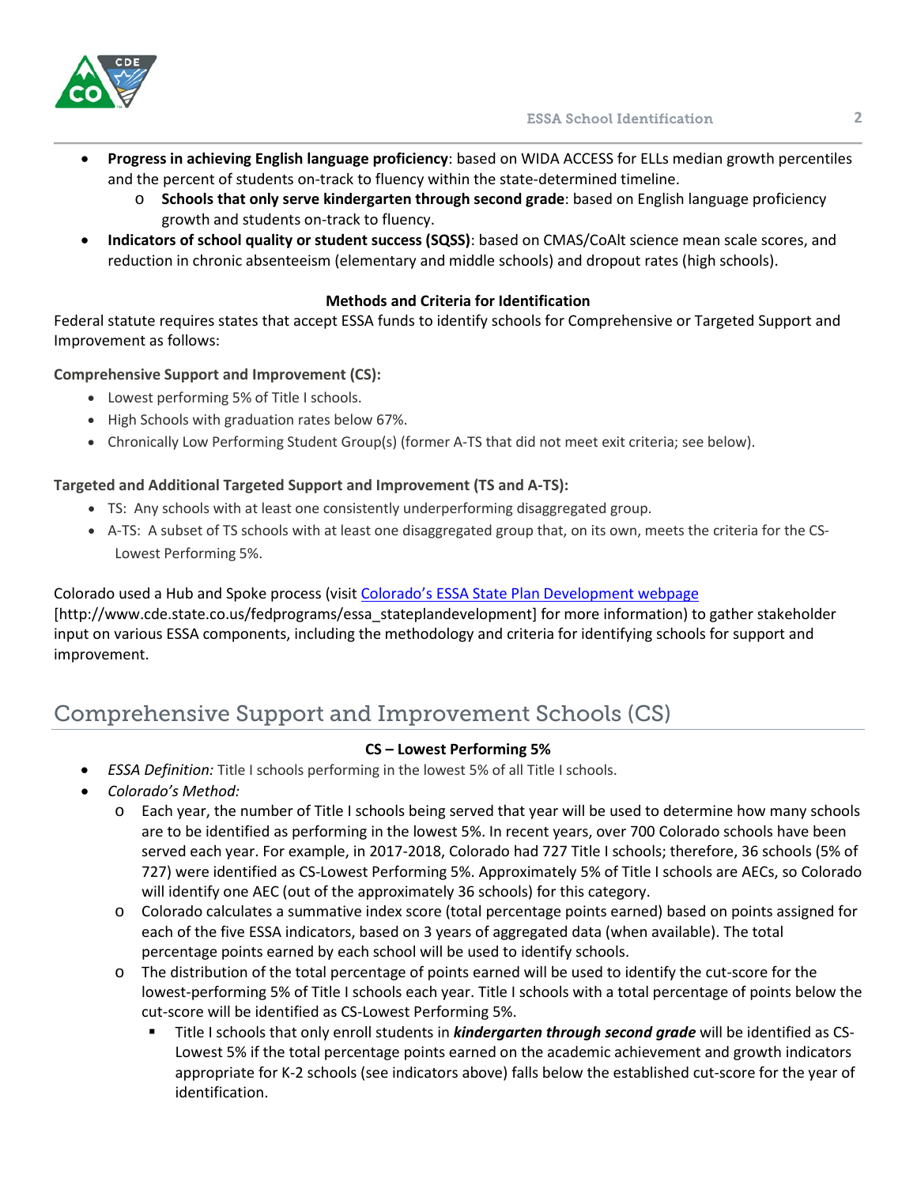- **Progress in achieving English language proficiency**: based on WIDA ACCESS for ELLs median growth percentiles and the percent of students on-track to fluency within the state-determined timeline.
  - **Schools that only serve kindergarten through second grade**: based on English language proficiency growth and students on-track to fluency.
- **Indicators of school quality or student success (SQSS)**: based on CMAS/CoAlt science mean scale scores, and reduction in chronic absenteeism (elementary and middle schools) and dropout rates (high schools).

**Methods and Criteria for Identification**

Federal statute requires states that accept ESSA funds to identify schools for Comprehensive or Targeted Support and Improvement as follows:

**Comprehensive Support and Improvement (CS):**

- Lowest performing 5% of Title I schools.
- High Schools with graduation rates below 67%.
- Chronically Low Performing Student Group(s) (former A-TS that did not meet exit criteria; see below).

**Targeted and Additional Targeted Support and Improvement (TS and A-TS):**

- TS: Any schools with at least one consistently underperforming disaggregated group.
- A-TS: A subset of TS schools with at least one disaggregated group that, on its own, meets the criteria for the CS-Lowest Performing 5%.

Colorado used a Hub and Spoke process (visit [Colorado's ESSA State Plan Development webpage](http://www.cde.state.co.us/fedprograms/essa_stateplandevelopment) [http://www.cde.state.co.us/fedprograms/essa_stateplandevelopment] for more information) to gather stakeholder input on various ESSA components, including the methodology and criteria for identifying schools for support and improvement.

## Comprehensive Support and Improvement Schools (CS)

**CS – Lowest Performing 5%**

- *ESSA Definition:* Title I schools performing in the lowest 5% of all Title I schools.
- *Colorado's Method:*
  - Each year, the number of Title I schools being served that year will be used to determine how many schools are to be identified as performing in the lowest 5%. In recent years, over 700 Colorado schools have been served each year. For example, in 2017-2018, Colorado had 727 Title I schools; therefore, 36 schools (5% of 727) were identified as CS-Lowest Performing 5%. Approximately 5% of Title I schools are AECs, so Colorado will identify one AEC (out of the approximately 36 schools) for this category.
  - Colorado calculates a summative index score (total percentage points earned) based on points assigned for each of the five ESSA indicators, based on 3 years of aggregated data (when available). The total percentage points earned by each school will be used to identify schools.
  - The distribution of the total percentage of points earned will be used to identify the cut-score for the lowest-performing 5% of Title I schools each year. Title I schools with a total percentage of points below the cut-score will be identified as CS-Lowest Performing 5%.
    - Title I schools that only enroll students in ***kindergarten through second grade*** will be identified as CS-Lowest 5% if the total percentage points earned on the academic achievement and growth indicators appropriate for K-2 schools (see indicators above) falls below the established cut-score for the year of identification.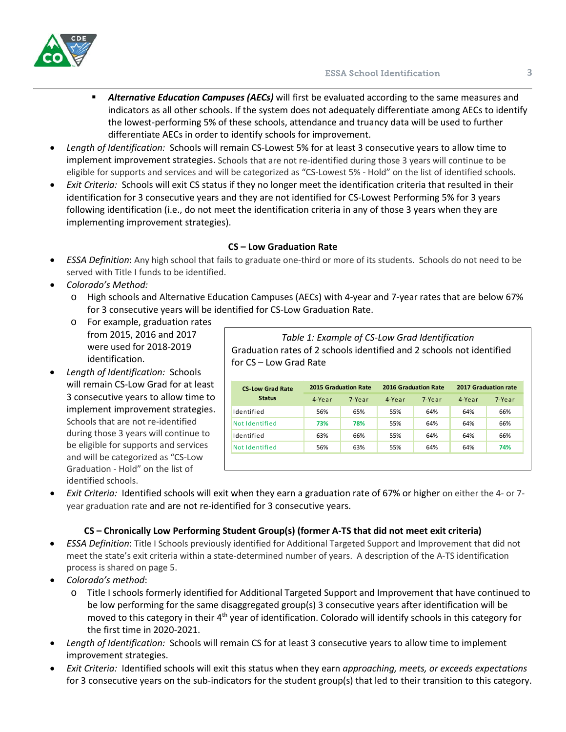- ***Alternative Education Campuses (AECs)*** will first be evaluated according to the same measures and indicators as all other schools. If the system does not adequately differentiate among AECs to identify the lowest-performing 5% of these schools, attendance and truancy data will be used to further differentiate AECs in order to identify schools for improvement.

- *Length of Identification:* Schools will remain CS-Lowest 5% for at least 3 consecutive years to allow time to implement improvement strategies. Schools that are not re-identified during those 3 years will continue to be eligible for supports and services and will be categorized as "CS-Lowest 5% - Hold" on the list of identified schools.
- *Exit Criteria:* Schools will exit CS status if they no longer meet the identification criteria that resulted in their identification for 3 consecutive years and they are not identified for CS-Lowest Performing 5% for 3 years following identification (i.e., do not meet the identification criteria in any of those 3 years when they are implementing improvement strategies).

### CS – Low Graduation Rate

- *ESSA Definition*: Any high school that fails to graduate one-third or more of its students. Schools do not need to be served with Title I funds to be identified.
- *Colorado's Method:*
  - High schools and Alternative Education Campuses (AECs) with 4-year and 7-year rates that are below 67% for 3 consecutive years will be identified for CS-Low Graduation Rate.
  - For example, graduation rates from 2015, 2016 and 2017 were used for 2018-2019 identification.
- *Length of Identification:* Schools will remain CS-Low Grad for at least 3 consecutive years to allow time to implement improvement strategies. Schools that are not re-identified during those 3 years will continue to be eligible for supports and services and will be categorized as "CS-Low Graduation - Hold" on the list of identified schools.

*Table 1: Example of CS-Low Grad Identification*
Graduation rates of 2 schools identified and 2 schools not identified for CS – Low Grad Rate

| CS-Low Grad Rate Status | 2015 Graduation Rate | | 2016 Graduation Rate | | 2017 Graduation rate | |
|---|---|---|---|---|---|---|
| | 4-Year | 7-Year | 4-Year | 7-Year | 4-Year | 7-Year |
| Identified | 56% | 65% | 55% | 64% | 64% | 66% |
| Not Identified | **73%** | **78%** | 55% | 64% | 64% | 66% |
| Identified | 63% | 66% | 55% | 64% | 64% | 66% |
| Not Identified | 56% | 63% | 55% | 64% | 64% | **74%** |

- *Exit Criteria:* Identified schools will exit when they earn a graduation rate of 67% or higher on either the 4- or 7-year graduation rate and are not re-identified for 3 consecutive years.

### CS – Chronically Low Performing Student Group(s) (former A-TS that did not meet exit criteria)

- *ESSA Definition*: Title I Schools previously identified for Additional Targeted Support and Improvement that did not meet the state's exit criteria within a state-determined number of years. A description of the A-TS identification process is shared on page 5.
- *Colorado's method*:
  - Title I schools formerly identified for Additional Targeted Support and Improvement that have continued to be low performing for the same disaggregated group(s) 3 consecutive years after identification will be moved to this category in their 4th year of identification. Colorado will identify schools in this category for the first time in 2020-2021.
- *Length of Identification:* Schools will remain CS for at least 3 consecutive years to allow time to implement improvement strategies.
- *Exit Criteria:* Identified schools will exit this status when they earn *approaching, meets, or exceeds expectations* for 3 consecutive years on the sub-indicators for the student group(s) that led to their transition to this category.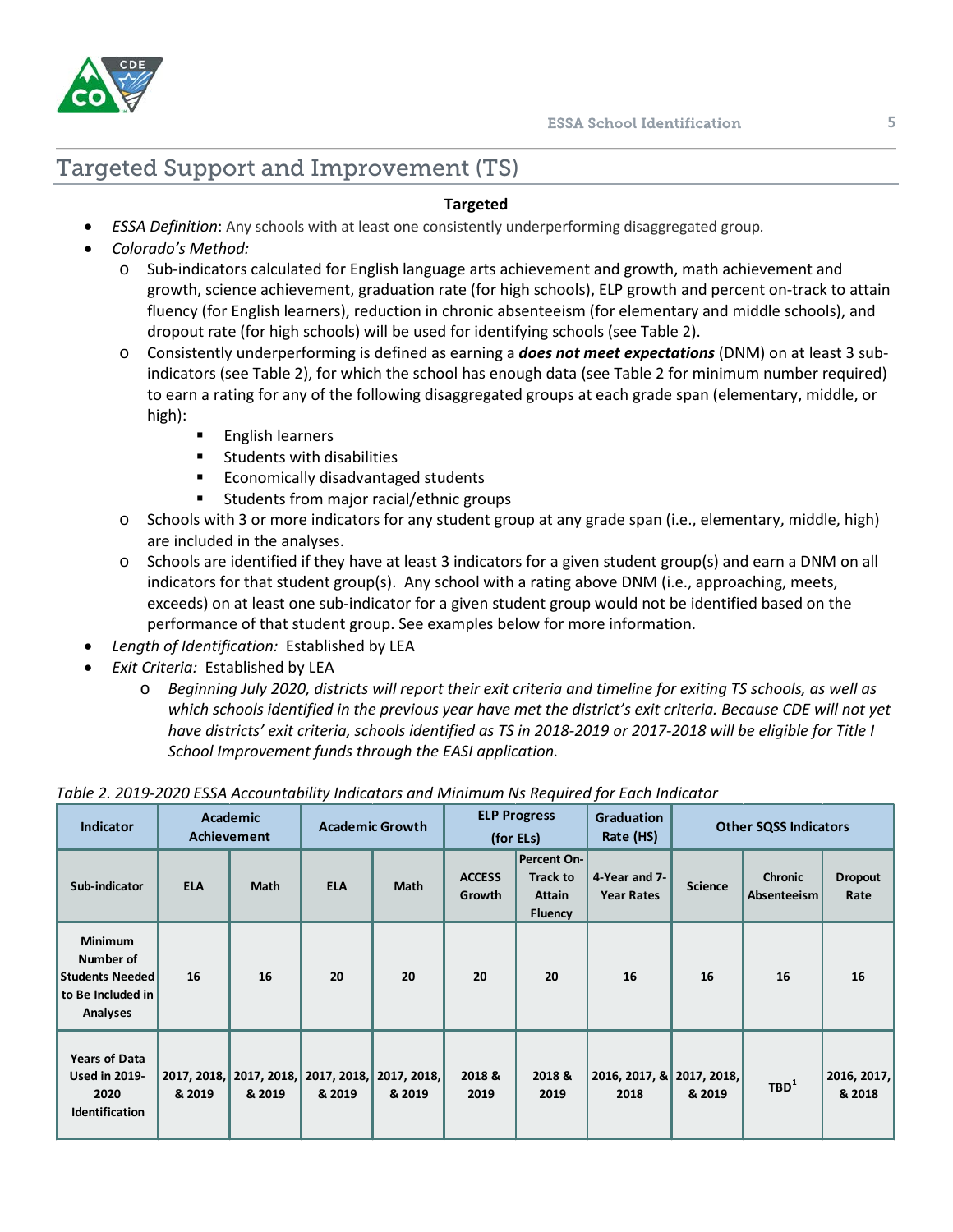## Targeted Support and Improvement (TS)

**Targeted**

- *ESSA Definition*: Any schools with at least one consistently underperforming disaggregated group.
- *Colorado's Method:*
  - Sub-indicators calculated for English language arts achievement and growth, math achievement and growth, science achievement, graduation rate (for high schools), ELP growth and percent on-track to attain fluency (for English learners), reduction in chronic absenteeism (for elementary and middle schools), and dropout rate (for high schools) will be used for identifying schools (see Table 2).
  - Consistently underperforming is defined as earning a ***does not meet expectations*** (DNM) on at least 3 sub-indicators (see Table 2), for which the school has enough data (see Table 2 for minimum number required) to earn a rating for any of the following disaggregated groups at each grade span (elementary, middle, or high):
    - English learners
    - Students with disabilities
    - Economically disadvantaged students
    - Students from major racial/ethnic groups
  - Schools with 3 or more indicators for any student group at any grade span (i.e., elementary, middle, high) are included in the analyses.
  - Schools are identified if they have at least 3 indicators for a given student group(s) and earn a DNM on all indicators for that student group(s). Any school with a rating above DNM (i.e., approaching, meets, exceeds) on at least one sub-indicator for a given student group would not be identified based on the performance of that student group. See examples below for more information.
- *Length of Identification:* Established by LEA
- *Exit Criteria:* Established by LEA
  - *Beginning July 2020, districts will report their exit criteria and timeline for exiting TS schools, as well as which schools identified in the previous year have met the district's exit criteria. Because CDE will not yet have districts' exit criteria, schools identified as TS in 2018-2019 or 2017-2018 will be eligible for Title I School Improvement funds through the EASI application.*

*Table 2. 2019-2020 ESSA Accountability Indicators and Minimum Ns Required for Each Indicator*

| Indicator | Academic Achievement | | Academic Growth | | ELP Progress (for ELs) | | Graduation Rate (HS) | Other SQSS Indicators | | |
|---|---|---|---|---|---|---|---|---|---|---|
| Sub-indicator | ELA | Math | ELA | Math | ACCESS Growth | Percent On-Track to Attain Fluency | 4-Year and 7-Year Rates | Science | Chronic Absenteeism | Dropout Rate |
| Minimum Number of Students Needed to Be Included in Analyses | 16 | 16 | 20 | 20 | 20 | 20 | 16 | 16 | 16 | 16 |
| Years of Data Used in 2019-2020 Identification | 2017, 2018, & 2019 | 2017, 2018, & 2019 | 2017, 2018, & 2019 | 2017, 2018, & 2019 | 2018 & 2019 | 2018 & 2019 | 2016, 2017, & 2018 | 2017, 2018, & 2019 | TBD[1] | 2016, 2017, & 2018 |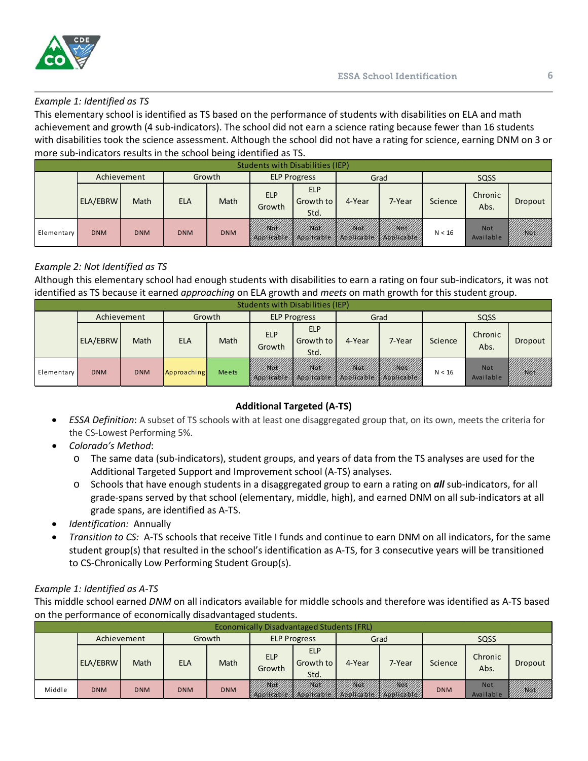*Example 1: Identified as TS*

This elementary school is identified as TS based on the performance of students with disabilities on ELA and math achievement and growth (4 sub-indicators). The school did not earn a science rating because fewer than 16 students with disabilities took the science assessment. Although the school did not have a rating for science, earning DNM on 3 or more sub-indicators results in the school being identified as TS.

| Students with Disabilities (IEP) | | | | | | | | | | | |
|---|---|---|---|---|---|---|---|---|---|---|---|
| | Achievement | | Growth | | ELP Progress | | Grad | | SQSS | | |
| | ELA/EBRW | Math | ELA | Math | ELP Growth | ELP Growth to Std. | 4-Year | 7-Year | Science | Chronic Abs. | Dropout |
| Elementary | DNM | DNM | DNM | DNM | Not Applicable | Not Applicable | Not Applicable | Not Applicable | N < 16 | Not Available | Not |

*Example 2: Not Identified as TS*

Although this elementary school had enough students with disabilities to earn a rating on four sub-indicators, it was not identified as TS because it earned *approaching* on ELA growth and *meets* on math growth for this student group.

| Students with Disabilities (IEP) | | | | | | | | | | | |
|---|---|---|---|---|---|---|---|---|---|---|---|
| | Achievement | | Growth | | ELP Progress | | Grad | | SQSS | | |
| | ELA/EBRW | Math | ELA | Math | ELP Growth | ELP Growth to Std. | 4-Year | 7-Year | Science | Chronic Abs. | Dropout |
| Elementary | DNM | DNM | Approaching | Meets | Not Applicable | Not Applicable | Not Applicable | Not Applicable | N < 16 | Not Available | Not |

## Additional Targeted (A-TS)

- *ESSA Definition*: A subset of TS schools with at least one disaggregated group that, on its own, meets the criteria for the CS-Lowest Performing 5%.
- *Colorado's Method*:
  - The same data (sub-indicators), student groups, and years of data from the TS analyses are used for the Additional Targeted Support and Improvement school (A-TS) analyses.
  - Schools that have enough students in a disaggregated group to earn a rating on ***all*** sub-indicators, for all grade-spans served by that school (elementary, middle, high), and earned DNM on all sub-indicators at all grade spans, are identified as A-TS.
- *Identification:* Annually
- *Transition to CS:* A-TS schools that receive Title I funds and continue to earn DNM on all indicators, for the same student group(s) that resulted in the school's identification as A-TS, for 3 consecutive years will be transitioned to CS-Chronically Low Performing Student Group(s).

*Example 1: Identified as A-TS*

This middle school earned *DNM* on all indicators available for middle schools and therefore was identified as A-TS based on the performance of economically disadvantaged students.

| Economically Disadvantaged Students (FRL) | | | | | | | | | | | |
|---|---|---|---|---|---|---|---|---|---|---|---|
| | Achievement | | Growth | | ELP Progress | | Grad | | SQSS | | |
| | ELA/EBRW | Math | ELA | Math | ELP Growth | ELP Growth to Std. | 4-Year | 7-Year | Science | Chronic Abs. | Dropout |
| Middle | DNM | DNM | DNM | DNM | Not Applicable | Not Applicable | Not Applicable | Not Applicable | DNM | Not Available | Not |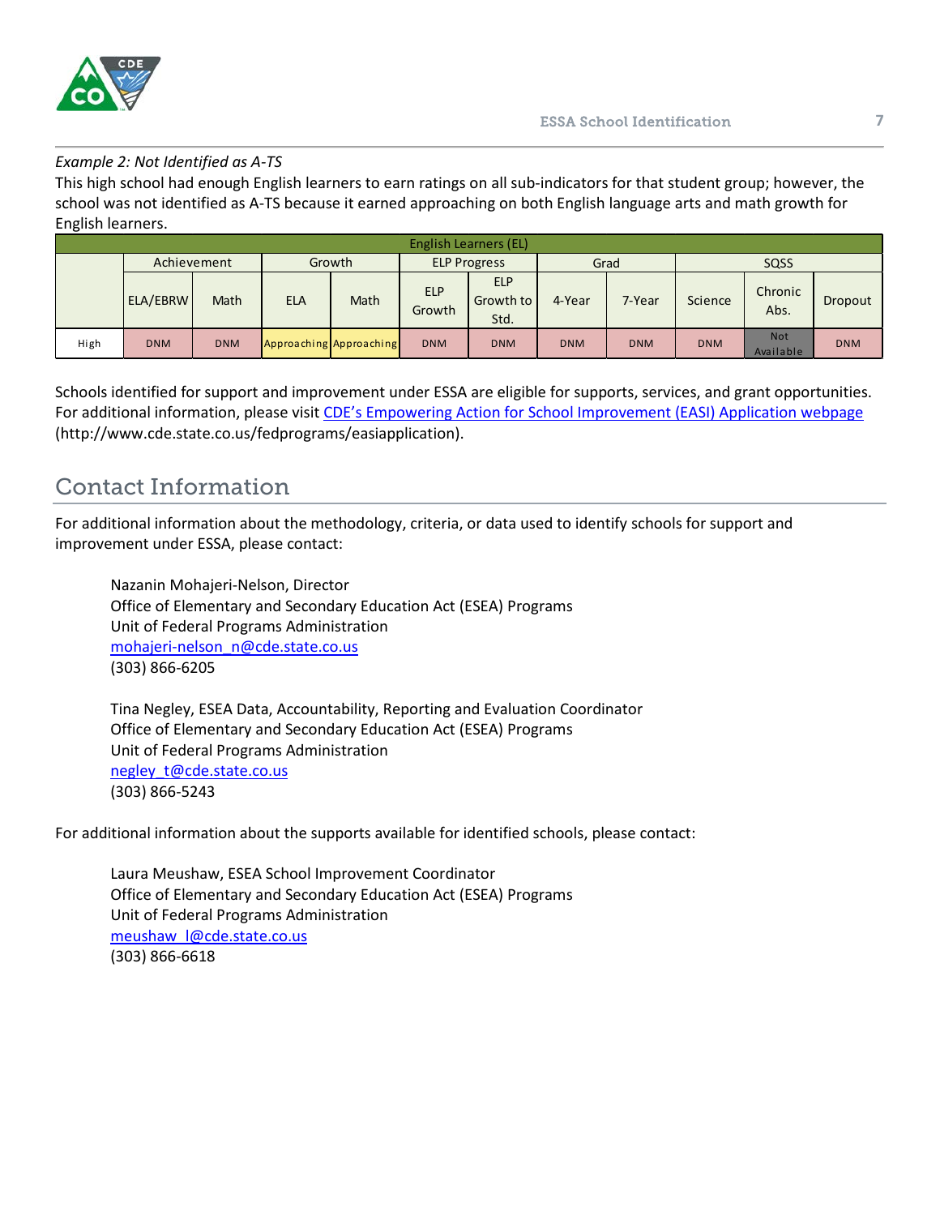*Example 2: Not Identified as A-TS*

This high school had enough English learners to earn ratings on all sub-indicators for that student group; however, the school was not identified as A-TS because it earned approaching on both English language arts and math growth for English learners.

| English Learners (EL) | | | | | | | | | | | |
|---|---|---|---|---|---|---|---|---|---|---|---|
| | Achievement | | Growth | | ELP Progress | | Grad | | SQSS | | |
| | ELA/EBRW | Math | ELA | Math | ELP Growth | ELP Growth to Std. | 4-Year | 7-Year | Science | Chronic Abs. | Dropout |
| High | DNM | DNM | Approaching | Approaching | DNM | DNM | DNM | DNM | DNM | Not Available | DNM |

Schools identified for support and improvement under ESSA are eligible for supports, services, and grant opportunities. For additional information, please visit [CDE's Empowering Action for School Improvement (EASI) Application webpage](http://www.cde.state.co.us/fedprograms/easiapplication) (http://www.cde.state.co.us/fedprograms/easiapplication).

## Contact Information

For additional information about the methodology, criteria, or data used to identify schools for support and improvement under ESSA, please contact:

Nazanin Mohajeri-Nelson, Director
Office of Elementary and Secondary Education Act (ESEA) Programs
Unit of Federal Programs Administration
mohajeri-nelson_n@cde.state.co.us
(303) 866-6205

Tina Negley, ESEA Data, Accountability, Reporting and Evaluation Coordinator
Office of Elementary and Secondary Education Act (ESEA) Programs
Unit of Federal Programs Administration
negley_t@cde.state.co.us
(303) 866-5243

For additional information about the supports available for identified schools, please contact:

Laura Meushaw, ESEA School Improvement Coordinator
Office of Elementary and Secondary Education Act (ESEA) Programs
Unit of Federal Programs Administration
meushaw_l@cde.state.co.us
(303) 866-6618